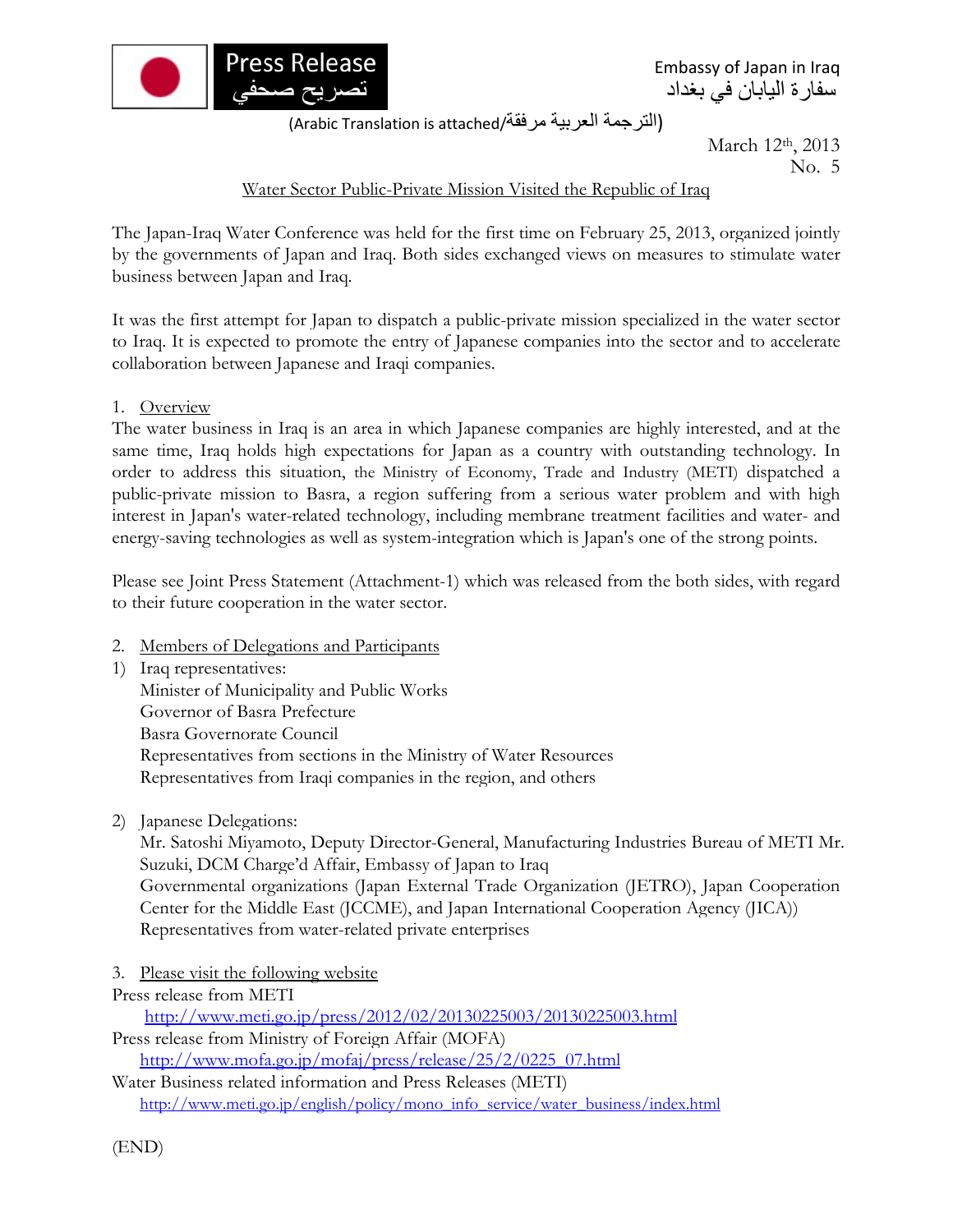Press Release
تصريح صحفي

Embassy of Japan in Iraq
سفارة اليابان في بغداد

(الترجمة العربية مرفقة/Arabic Translation is attached)

March 12th, 2013
No. 5

# Water Sector Public-Private Mission Visited the Republic of Iraq

The Japan-Iraq Water Conference was held for the first time on February 25, 2013, organized jointly by the governments of Japan and Iraq. Both sides exchanged views on measures to stimulate water business between Japan and Iraq.

It was the first attempt for Japan to dispatch a public-private mission specialized in the water sector to Iraq. It is expected to promote the entry of Japanese companies into the sector and to accelerate collaboration between Japanese and Iraqi companies.

## 1. Overview

The water business in Iraq is an area in which Japanese companies are highly interested, and at the same time, Iraq holds high expectations for Japan as a country with outstanding technology. In order to address this situation, the Ministry of Economy, Trade and Industry (METI) dispatched a public-private mission to Basra, a region suffering from a serious water problem and with high interest in Japan's water-related technology, including membrane treatment facilities and water- and energy-saving technologies as well as system-integration which is Japan's one of the strong points.

Please see Joint Press Statement (Attachment-1) which was released from the both sides, with regard to their future cooperation in the water sector.

## 2. Members of Delegations and Participants

1) Iraq representatives:
   - Minister of Municipality and Public Works
   - Governor of Basra Prefecture
   - Basra Governorate Council
   - Representatives from sections in the Ministry of Water Resources
   - Representatives from Iraqi companies in the region, and others

2) Japanese Delegations:
   - Mr. Satoshi Miyamoto, Deputy Director-General, Manufacturing Industries Bureau of METI Mr. Suzuki, DCM Charge'd Affair, Embassy of Japan to Iraq
   - Governmental organizations (Japan External Trade Organization (JETRO), Japan Cooperation Center for the Middle East (JCCME), and Japan International Cooperation Agency (JICA))
   - Representatives from water-related private enterprises

## 3. Please visit the following website

Press release from METI
http://www.meti.go.jp/press/2012/02/20130225003/20130225003.html

Press release from Ministry of Foreign Affair (MOFA)
http://www.mofa.go.jp/mofaj/press/release/25/2/0225_07.html

Water Business related information and Press Releases (METI)
http://www.meti.go.jp/english/policy/mono_info_service/water_business/index.html

(END)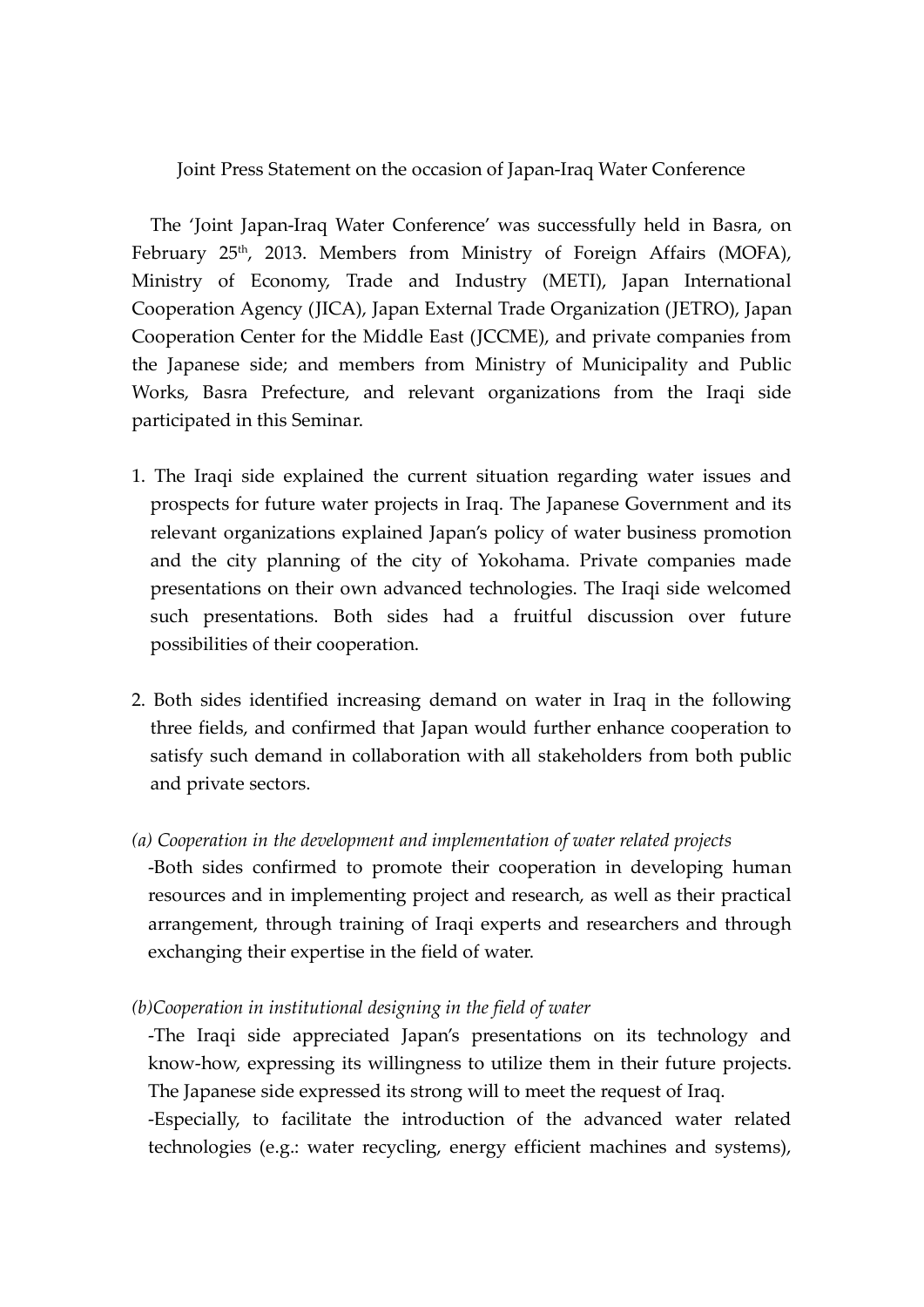Joint Press Statement on the occasion of Japan-Iraq Water Conference

The 'Joint Japan-Iraq Water Conference' was successfully held in Basra, on February 25th, 2013. Members from Ministry of Foreign Affairs (MOFA), Ministry of Economy, Trade and Industry (METI), Japan International Cooperation Agency (JICA), Japan External Trade Organization (JETRO), Japan Cooperation Center for the Middle East (JCCME), and private companies from the Japanese side; and members from Ministry of Municipality and Public Works, Basra Prefecture, and relevant organizations from the Iraqi side participated in this Seminar.

1. The Iraqi side explained the current situation regarding water issues and prospects for future water projects in Iraq. The Japanese Government and its relevant organizations explained Japan's policy of water business promotion and the city planning of the city of Yokohama. Private companies made presentations on their own advanced technologies. The Iraqi side welcomed such presentations. Both sides had a fruitful discussion over future possibilities of their cooperation.

2. Both sides identified increasing demand on water in Iraq in the following three fields, and confirmed that Japan would further enhance cooperation to satisfy such demand in collaboration with all stakeholders from both public and private sectors.

*(a) Cooperation in the development and implementation of water related projects*

-Both sides confirmed to promote their cooperation in developing human resources and in implementing project and research, as well as their practical arrangement, through training of Iraqi experts and researchers and through exchanging their expertise in the field of water.

*(b)Cooperation in institutional designing in the field of water*

-The Iraqi side appreciated Japan's presentations on its technology and know-how, expressing its willingness to utilize them in their future projects. The Japanese side expressed its strong will to meet the request of Iraq.

-Especially, to facilitate the introduction of the advanced water related technologies (e.g.: water recycling, energy efficient machines and systems),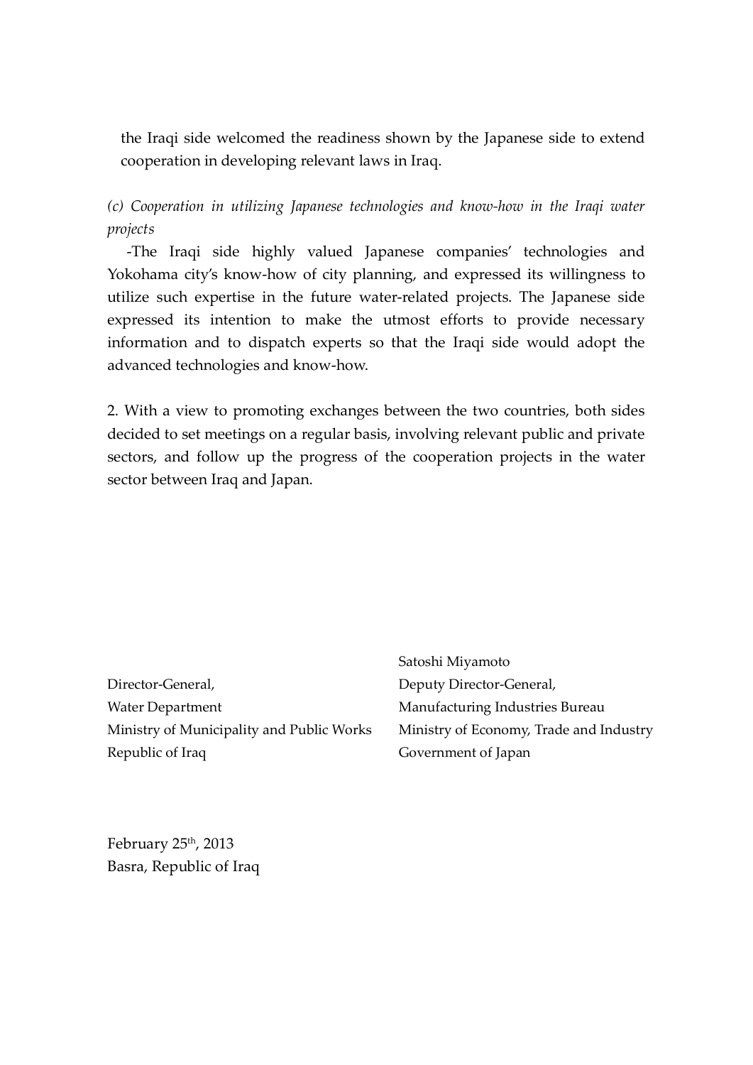the Iraqi side welcomed the readiness shown by the Japanese side to extend cooperation in developing relevant laws in Iraq.

*(c) Cooperation in utilizing Japanese technologies and know-how in the Iraqi water projects*

-The Iraqi side highly valued Japanese companies' technologies and Yokohama city's know-how of city planning, and expressed its willingness to utilize such expertise in the future water-related projects. The Japanese side expressed its intention to make the utmost efforts to provide necessary information and to dispatch experts so that the Iraqi side would adopt the advanced technologies and know-how.

2. With a view to promoting exchanges between the two countries, both sides decided to set meetings on a regular basis, involving relevant public and private sectors, and follow up the progress of the cooperation projects in the water sector between Iraq and Japan.

Director-General,
Water Department
Ministry of Municipality and Public Works
Republic of Iraq

Satoshi Miyamoto
Deputy Director-General,
Manufacturing Industries Bureau
Ministry of Economy, Trade and Industry
Government of Japan

February 25th, 2013
Basra, Republic of Iraq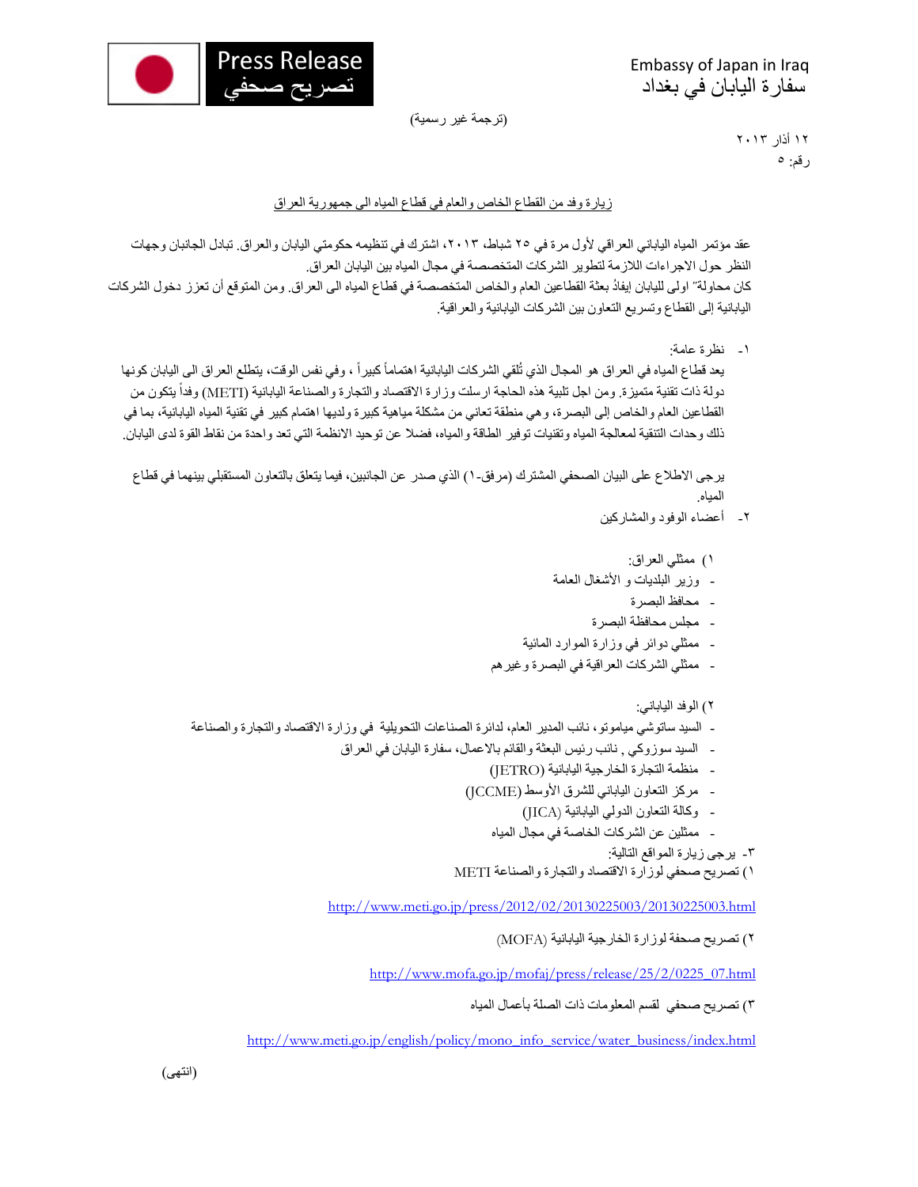Press Release
تصريح صحفي

Embassy of Japan in Iraq
سفارة اليابان في بغداد

(ترجمة غير رسمية)

١٢ أذار ٢٠١٣
رقم: ٥

## زيارة وفد من القطاع الخاص والعام في قطاع المياه الى جمهورية العراق

عقد مؤتمر المياه الياباني العراقي لأول مرة في ٢٥ شباط، ٢٠١٣، اشترك في تنظيمه حكومتي اليابان والعراق. تبادل الجانبان وجهات النظر حول الاجراءات اللازمة لتطوير الشركات المتخصصة في مجال المياه بين اليابان العراق.
كان محاولة" اولى لليابان إيفادُ بعثة القطاعين العام والخاص المتخصصة في قطاع المياه الى العراق. ومن المتوقع أن تعزز دخول الشركات اليابانية إلى القطاع وتسريع التعاون بين الشركات اليابانية والعراقية.

١- نظرة عامة:
يعد قطاع المياه في العراق هو المجال الذي تُلقي الشركات اليابانية اهتماماً كبيراً ، وفي نفس الوقت، يتطلع العراق الى اليابان كونها دولة ذات تقنية متميزة. ومن اجل تلبية هذه الحاجة ارسلت وزارة الاقتصاد والتجارة والصناعة اليابانية (METI) وفداً يتكون من القطاعين العام والخاص إلى البصرة، وهي منطقة تعاني من مشكلة مياهية كبيرة ولديها اهتمام كبير في تقنية المياه اليابانية، بما في ذلك وحدات التنقية لمعالجة المياه وتقنيات توفير الطاقة والمياه، فضلا عن توحيد الانظمة التي تعد واحدة من نقاط القوة لدى اليابان.

يرجى الاطلاع على البيان الصحفي المشترك (مرفق-١) الذي صدر عن الجانبين، فيما يتعلق بالتعاون المستقبلي بينهما في قطاع المياه.

٢- أعضاء الوفود والمشاركين

١) ممثلي العراق:
- وزير البلديات و الأشغال العامة
- محافظ البصرة
- مجلس محافظة البصرة
- ممثلي دوائر في وزارة الموارد المائية
- ممثلي الشركات العراقية في البصرة وغيرهم

٢) الوفد الياباني:
- السيد ساتوشي ميامونو، نائب المدير العام، لدائرة الصناعات التحويلية في وزارة الاقتصاد والتجارة والصناعة
- السيد سوزوكي , نائب رئيس البعثة والقائم بالاعمال، سفارة اليابان في العراق
- منظمة التجارة الخارجية اليابانية (JETRO)
- مركز التعاون الياباني للشرق الأوسط (JCCME)
- وكالة التعاون الدولي اليابانية (JICA)
- ممثلين عن الشركات الخاصة في مجال المياه

٣- يرجى زيارة المواقع التالية:
١) تصريح صحفي لوزارة الاقتصاد والتجارة والصناعة METI

http://www.meti.go.jp/press/2012/02/20130225003/20130225003.html

٢) تصريح صحفة لوزارة الخارجية اليابانية (MOFA)

http://www.mofa.go.jp/mofaj/press/release/25/2/0225_07.html

٣) تصريح صحفي لقسم المعلومات ذات الصلة بأعمال المياه

http://www.meti.go.jp/english/policy/mono_info_service/water_business/index.html

(انتهى)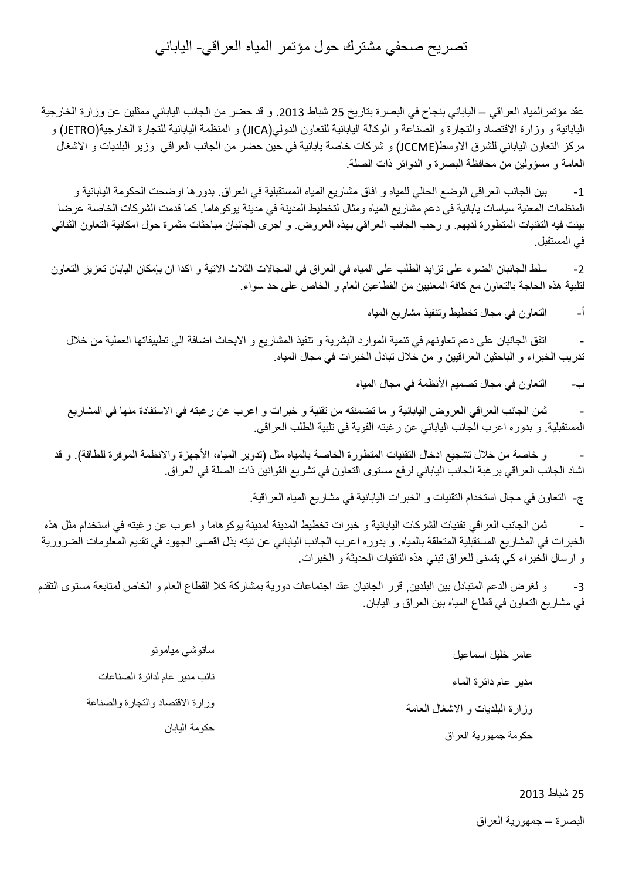# تصريح صحفي مشترك حول مؤتمر المياه العراقي- الياباني

عقد مؤتمرالمياه العراقي – الياباني بنجاح في البصرة بتاريخ 25 شباط 2013. و قد حضر من الجانب الياباني ممثلين عن وزارة الخارجية اليابانية و وزارة الاقتصاد والتجارة و الصناعة و الوكالة اليابانية للتعاون الدولي(JICA) و المنظمة اليابانية للتجارة الخارجية(JETRO) و مركز التعاون الياباني للشرق الاوسط(JCCME) و شركات خاصة يابانية في حين حضر من الجانب العراقي وزير البلديات و الاشغال العامة و مسؤولين من محافظة البصرة و الدوائر ذات الصلة.

1- بين الجانب العراقي الوضع الحالي للمياه و افاق مشاريع المياه المستقبلية في العراق. بدورها اوضحت الحكومة اليابانية و المنظمات المعنية سياسات يابانية في دعم مشاريع المياه ومثال لتخطيط المدينة في مدينة يوكوهاما. كما قدمت الشركات الخاصة عرضا بينت فيه التقنيات المتطورة لديهم. و رحب الجانب العراقي بهذه العروض. و اجرى الجانبان مباحثات مثمرة حول امكانية التعاون الثنائي في المستقبل.

2- سلط الجانبان الضوء على تزايد الطلب على المياه في العراق في المجالات الثلاث الاتية و اكدا ان بإمكان اليابان تعزيز التعاون لتلبية هذه الحاجة بالتعاون مع كافة المعنيين من القطاعين العام و الخاص على حد سواء.

أ- التعاون في مجال تخطيط وتنفيذ مشاريع المياه

- اتفق الجانبان على دعم تعاونهم في تنمية الموارد البشرية و تنفيذ المشاريع و الابحاث اضافة الى تطبيقاتها العملية من خلال تدريب الخبراء و الباحثين العراقيين و من خلال تبادل الخبرات في مجال المياه.

ب- التعاون في مجال تصميم الأنظمة في مجال المياه

- ثمن الجانب العراقي العروض اليابانية و ما تضمنته من تقنية و خبرات و اعرب عن رغبته في الاستفادة منها في المشاريع المستقبلية. و بدوره اعرب الجانب الياباني عن رغبته القوية في تلبية الطلب العراقي.

- و خاصة من خلال تشجيع ادخال التقنيات المتطورة الخاصة بالمياه مثل (تدوير المياه، الأجهزة والانظمة الموفرة للطاقة). و قد اشاد الجانب العراقي برغبة الجانب الياباني لرفع مستوى التعاون في تشريع القوانين ذات الصلة في العراق.

ج- التعاون في مجال استخدام التقنيات و الخبرات اليابانية في مشاريع المياه العراقية.

- ثمن الجانب العراقي تقنيات الشركات اليابانية و خبرات تخطيط المدينة لمدينة يوكوهاما و اعرب عن رغبته في استخدام مثل هذه الخبرات في المشاريع المستقبلية المتعلقة بالمياه. و بدوره اعرب الجانب الياباني عن نيته بذل اقصى الجهود في تقديم المعلومات الضرورية و ارسال الخبراء كي يتسنى للعراق تبني هذه التقنيات الحديثة و الخبرات.

3- و لغرض الدعم المتبادل بين البلدين, قرر الجانبان عقد اجتماعات دورية بمشاركة كلا القطاع العام و الخاص لمتابعة مستوى التقدم في مشاريع التعاون في قطاع المياه بين العراق و اليابان.

عامر خليل اسماعيل
مدير عام دائرة الماء
وزارة البلديات و الاشغال العامة
حكومة جمهورية العراق

ساتوشي ميامونو
نائب مدير عام لدائرة الصناعات
وزارة الاقتصاد والتجارة والصناعة
حكومة اليابان

25 شباط 2013

البصرة – جمهورية العراق